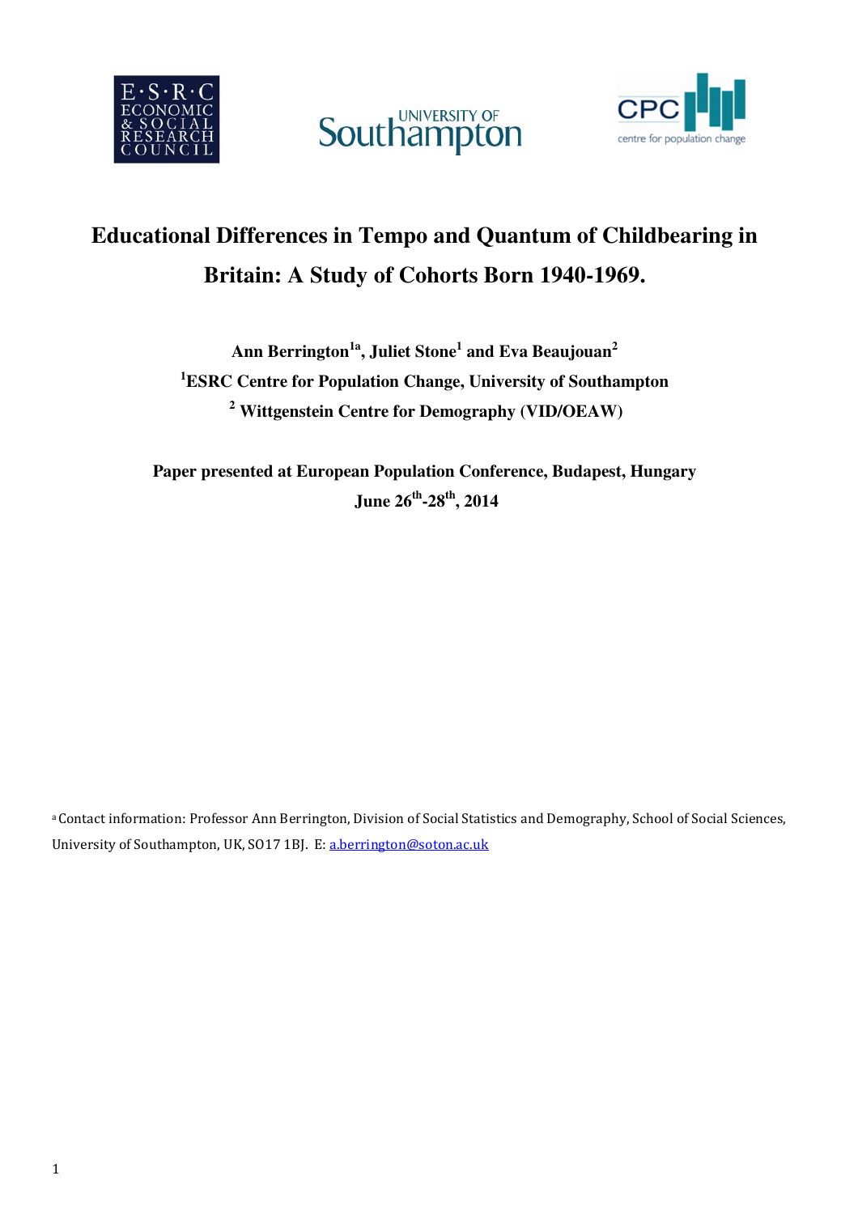# Educational Differences in Tempo and Quantum of Childbearing in Britain: A Study of Cohorts Born 1940-1969.

**Ann Berrington[1a], Juliet Stone[1] and Eva Beaujouan[2]**

**[1]ESRC Centre for Population Change, University of Southampton**

**[2] Wittgenstein Centre for Demography (VID/OEAW)**

**Paper presented at European Population Conference, Budapest, Hungary**
**June 26th-28th, 2014**

[a] Contact information: Professor Ann Berrington, Division of Social Statistics and Demography, School of Social Sciences, University of Southampton, UK, SO17 1BJ. E: a.berrington@soton.ac.uk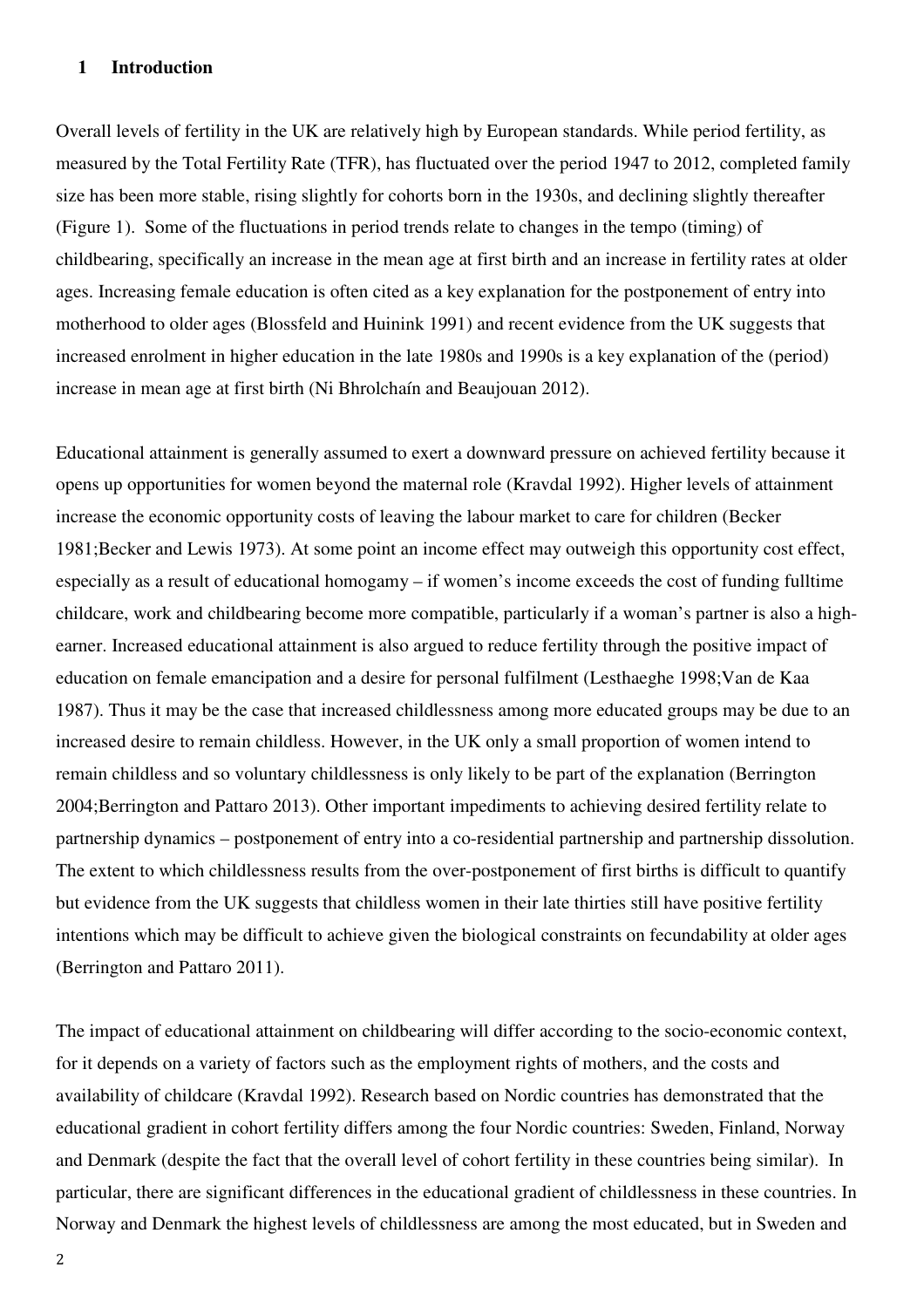## 1 Introduction

Overall levels of fertility in the UK are relatively high by European standards. While period fertility, as measured by the Total Fertility Rate (TFR), has fluctuated over the period 1947 to 2012, completed family size has been more stable, rising slightly for cohorts born in the 1930s, and declining slightly thereafter (Figure 1). Some of the fluctuations in period trends relate to changes in the tempo (timing) of childbearing, specifically an increase in the mean age at first birth and an increase in fertility rates at older ages. Increasing female education is often cited as a key explanation for the postponement of entry into motherhood to older ages (Blossfeld and Huinink 1991) and recent evidence from the UK suggests that increased enrolment in higher education in the late 1980s and 1990s is a key explanation of the (period) increase in mean age at first birth (Ni Bhrolchaín and Beaujouan 2012).

Educational attainment is generally assumed to exert a downward pressure on achieved fertility because it opens up opportunities for women beyond the maternal role (Kravdal 1992). Higher levels of attainment increase the economic opportunity costs of leaving the labour market to care for children (Becker 1981;Becker and Lewis 1973). At some point an income effect may outweigh this opportunity cost effect, especially as a result of educational homogamy – if women's income exceeds the cost of funding fulltime childcare, work and childbearing become more compatible, particularly if a woman's partner is also a high-earner. Increased educational attainment is also argued to reduce fertility through the positive impact of education on female emancipation and a desire for personal fulfilment (Lesthaeghe 1998;Van de Kaa 1987). Thus it may be the case that increased childlessness among more educated groups may be due to an increased desire to remain childless. However, in the UK only a small proportion of women intend to remain childless and so voluntary childlessness is only likely to be part of the explanation (Berrington 2004;Berrington and Pattaro 2013). Other important impediments to achieving desired fertility relate to partnership dynamics – postponement of entry into a co-residential partnership and partnership dissolution. The extent to which childlessness results from the over-postponement of first births is difficult to quantify but evidence from the UK suggests that childless women in their late thirties still have positive fertility intentions which may be difficult to achieve given the biological constraints on fecundability at older ages (Berrington and Pattaro 2011).

The impact of educational attainment on childbearing will differ according to the socio-economic context, for it depends on a variety of factors such as the employment rights of mothers, and the costs and availability of childcare (Kravdal 1992). Research based on Nordic countries has demonstrated that the educational gradient in cohort fertility differs among the four Nordic countries: Sweden, Finland, Norway and Denmark (despite the fact that the overall level of cohort fertility in these countries being similar). In particular, there are significant differences in the educational gradient of childlessness in these countries. In Norway and Denmark the highest levels of childlessness are among the most educated, but in Sweden and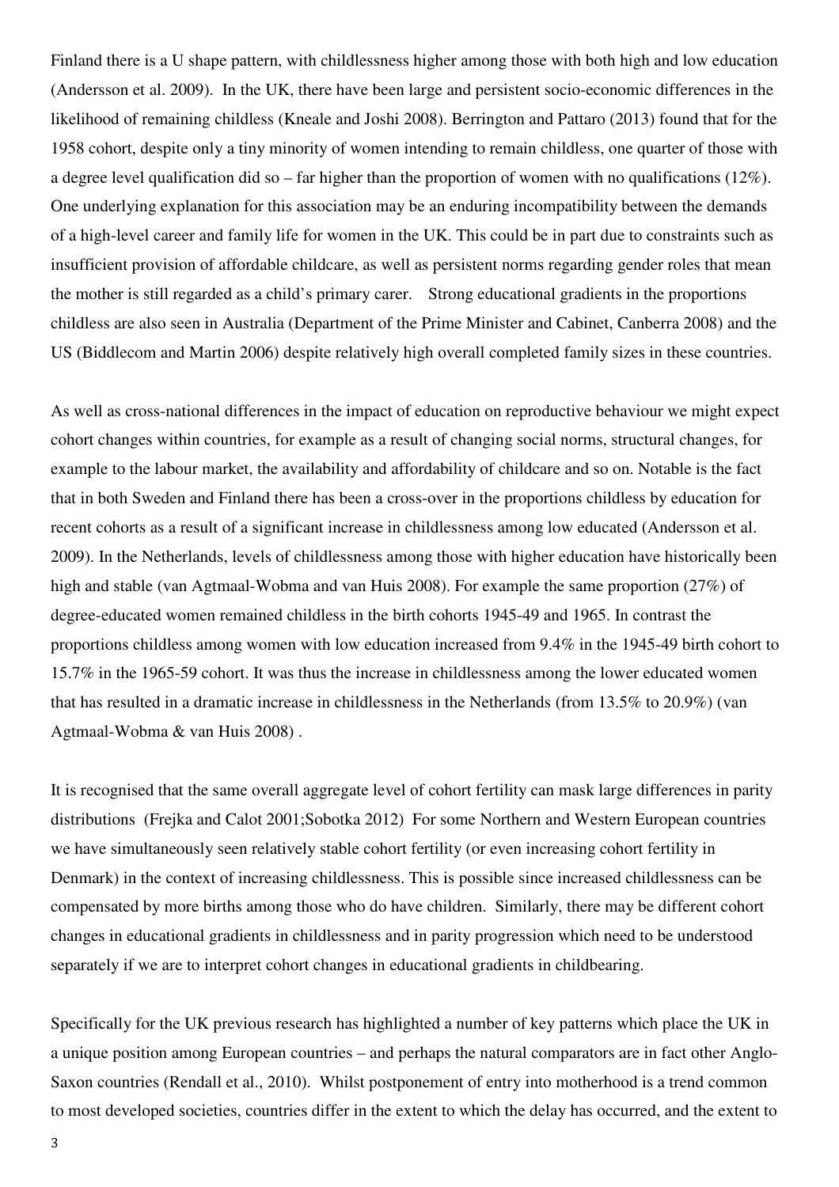Finland there is a U shape pattern, with childlessness higher among those with both high and low education (Andersson et al. 2009). In the UK, there have been large and persistent socio-economic differences in the likelihood of remaining childless (Kneale and Joshi 2008). Berrington and Pattaro (2013) found that for the 1958 cohort, despite only a tiny minority of women intending to remain childless, one quarter of those with a degree level qualification did so – far higher than the proportion of women with no qualifications (12%). One underlying explanation for this association may be an enduring incompatibility between the demands of a high-level career and family life for women in the UK. This could be in part due to constraints such as insufficient provision of affordable childcare, as well as persistent norms regarding gender roles that mean the mother is still regarded as a child's primary carer. Strong educational gradients in the proportions childless are also seen in Australia (Department of the Prime Minister and Cabinet, Canberra 2008) and the US (Biddlecom and Martin 2006) despite relatively high overall completed family sizes in these countries.

As well as cross-national differences in the impact of education on reproductive behaviour we might expect cohort changes within countries, for example as a result of changing social norms, structural changes, for example to the labour market, the availability and affordability of childcare and so on. Notable is the fact that in both Sweden and Finland there has been a cross-over in the proportions childless by education for recent cohorts as a result of a significant increase in childlessness among low educated (Andersson et al. 2009). In the Netherlands, levels of childlessness among those with higher education have historically been high and stable (van Agtmaal-Wobma and van Huis 2008). For example the same proportion (27%) of degree-educated women remained childless in the birth cohorts 1945-49 and 1965. In contrast the proportions childless among women with low education increased from 9.4% in the 1945-49 birth cohort to 15.7% in the 1965-59 cohort. It was thus the increase in childlessness among the lower educated women that has resulted in a dramatic increase in childlessness in the Netherlands (from 13.5% to 20.9%) (van Agtmaal-Wobma & van Huis 2008) .

It is recognised that the same overall aggregate level of cohort fertility can mask large differences in parity distributions (Frejka and Calot 2001;Sobotka 2012) For some Northern and Western European countries we have simultaneously seen relatively stable cohort fertility (or even increasing cohort fertility in Denmark) in the context of increasing childlessness. This is possible since increased childlessness can be compensated by more births among those who do have children. Similarly, there may be different cohort changes in educational gradients in childlessness and in parity progression which need to be understood separately if we are to interpret cohort changes in educational gradients in childbearing.

Specifically for the UK previous research has highlighted a number of key patterns which place the UK in a unique position among European countries – and perhaps the natural comparators are in fact other Anglo-Saxon countries (Rendall et al., 2010). Whilst postponement of entry into motherhood is a trend common to most developed societies, countries differ in the extent to which the delay has occurred, and the extent to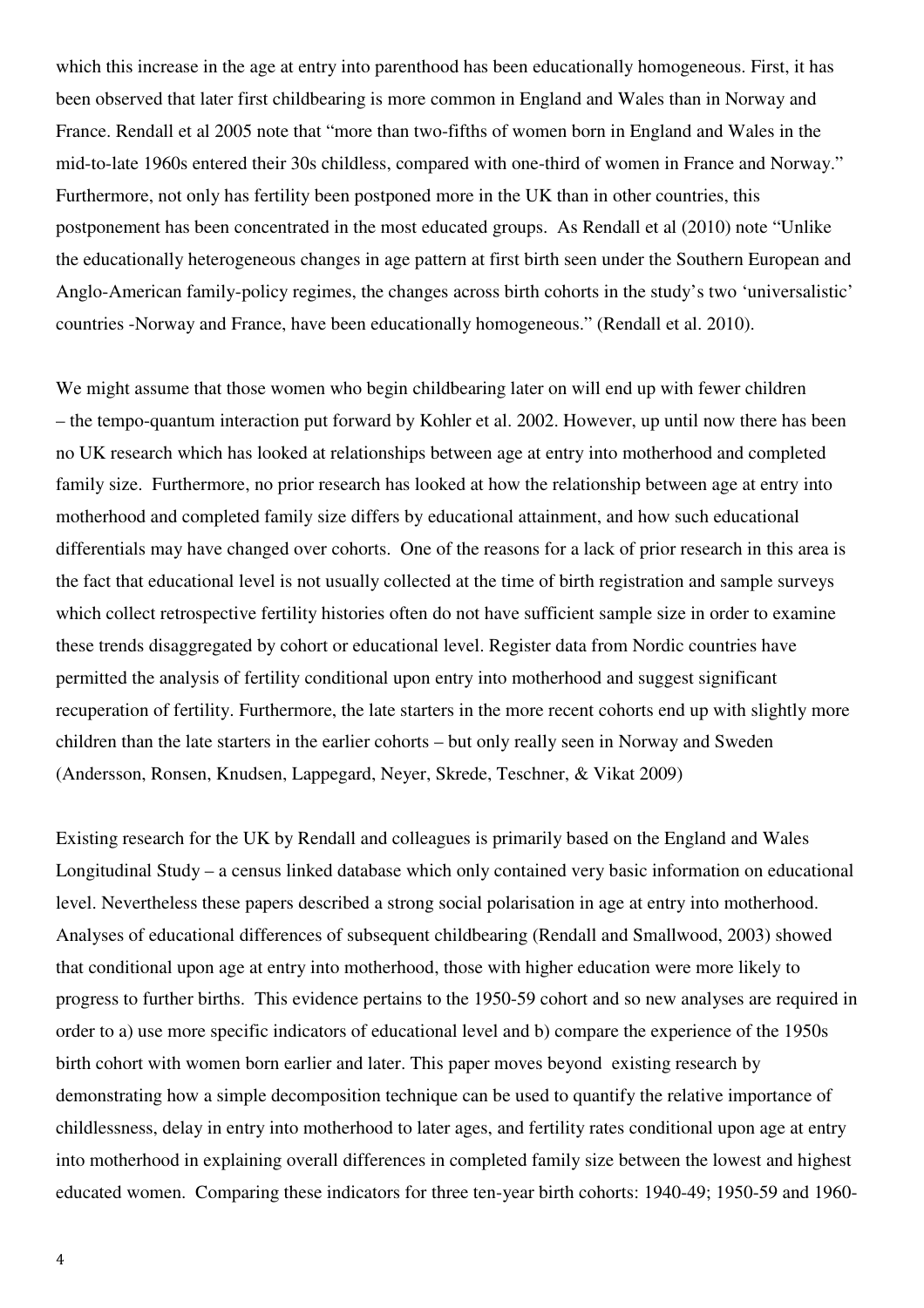which this increase in the age at entry into parenthood has been educationally homogeneous. First, it has been observed that later first childbearing is more common in England and Wales than in Norway and France. Rendall et al 2005 note that "more than two-fifths of women born in England and Wales in the mid-to-late 1960s entered their 30s childless, compared with one-third of women in France and Norway." Furthermore, not only has fertility been postponed more in the UK than in other countries, this postponement has been concentrated in the most educated groups. As Rendall et al (2010) note "Unlike the educationally heterogeneous changes in age pattern at first birth seen under the Southern European and Anglo-American family-policy regimes, the changes across birth cohorts in the study's two 'universalistic' countries -Norway and France, have been educationally homogeneous." (Rendall et al. 2010).

We might assume that those women who begin childbearing later on will end up with fewer children – the tempo-quantum interaction put forward by Kohler et al. 2002. However, up until now there has been no UK research which has looked at relationships between age at entry into motherhood and completed family size. Furthermore, no prior research has looked at how the relationship between age at entry into motherhood and completed family size differs by educational attainment, and how such educational differentials may have changed over cohorts. One of the reasons for a lack of prior research in this area is the fact that educational level is not usually collected at the time of birth registration and sample surveys which collect retrospective fertility histories often do not have sufficient sample size in order to examine these trends disaggregated by cohort or educational level. Register data from Nordic countries have permitted the analysis of fertility conditional upon entry into motherhood and suggest significant recuperation of fertility. Furthermore, the late starters in the more recent cohorts end up with slightly more children than the late starters in the earlier cohorts – but only really seen in Norway and Sweden (Andersson, Ronsen, Knudsen, Lappegard, Neyer, Skrede, Teschner, & Vikat 2009)

Existing research for the UK by Rendall and colleagues is primarily based on the England and Wales Longitudinal Study – a census linked database which only contained very basic information on educational level. Nevertheless these papers described a strong social polarisation in age at entry into motherhood. Analyses of educational differences of subsequent childbearing (Rendall and Smallwood, 2003) showed that conditional upon age at entry into motherhood, those with higher education were more likely to progress to further births. This evidence pertains to the 1950-59 cohort and so new analyses are required in order to a) use more specific indicators of educational level and b) compare the experience of the 1950s birth cohort with women born earlier and later. This paper moves beyond existing research by demonstrating how a simple decomposition technique can be used to quantify the relative importance of childlessness, delay in entry into motherhood to later ages, and fertility rates conditional upon age at entry into motherhood in explaining overall differences in completed family size between the lowest and highest educated women. Comparing these indicators for three ten-year birth cohorts: 1940-49; 1950-59 and 1960-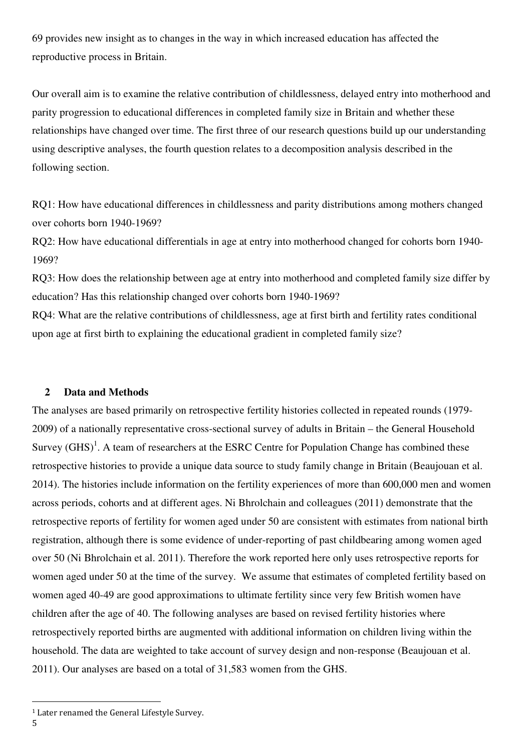69 provides new insight as to changes in the way in which increased education has affected the reproductive process in Britain.

Our overall aim is to examine the relative contribution of childlessness, delayed entry into motherhood and parity progression to educational differences in completed family size in Britain and whether these relationships have changed over time. The first three of our research questions build up our understanding using descriptive analyses, the fourth question relates to a decomposition analysis described in the following section.

RQ1: How have educational differences in childlessness and parity distributions among mothers changed over cohorts born 1940-1969?
RQ2: How have educational differentials in age at entry into motherhood changed for cohorts born 1940-1969?
RQ3: How does the relationship between age at entry into motherhood and completed family size differ by education? Has this relationship changed over cohorts born 1940-1969?
RQ4: What are the relative contributions of childlessness, age at first birth and fertility rates conditional upon age at first birth to explaining the educational gradient in completed family size?

## 2 Data and Methods

The analyses are based primarily on retrospective fertility histories collected in repeated rounds (1979-2009) of a nationally representative cross-sectional survey of adults in Britain – the General Household Survey (GHS)[1]. A team of researchers at the ESRC Centre for Population Change has combined these retrospective histories to provide a unique data source to study family change in Britain (Beaujouan et al. 2014). The histories include information on the fertility experiences of more than 600,000 men and women across periods, cohorts and at different ages. Ni Bhrolchain and colleagues (2011) demonstrate that the retrospective reports of fertility for women aged under 50 are consistent with estimates from national birth registration, although there is some evidence of under-reporting of past childbearing among women aged over 50 (Ni Bhrolchain et al. 2011). Therefore the work reported here only uses retrospective reports for women aged under 50 at the time of the survey. We assume that estimates of completed fertility based on women aged 40-49 are good approximations to ultimate fertility since very few British women have children after the age of 40. The following analyses are based on revised fertility histories where retrospectively reported births are augmented with additional information on children living within the household. The data are weighted to take account of survey design and non-response (Beaujouan et al. 2011). Our analyses are based on a total of 31,583 women from the GHS.

[1] Later renamed the General Lifestyle Survey.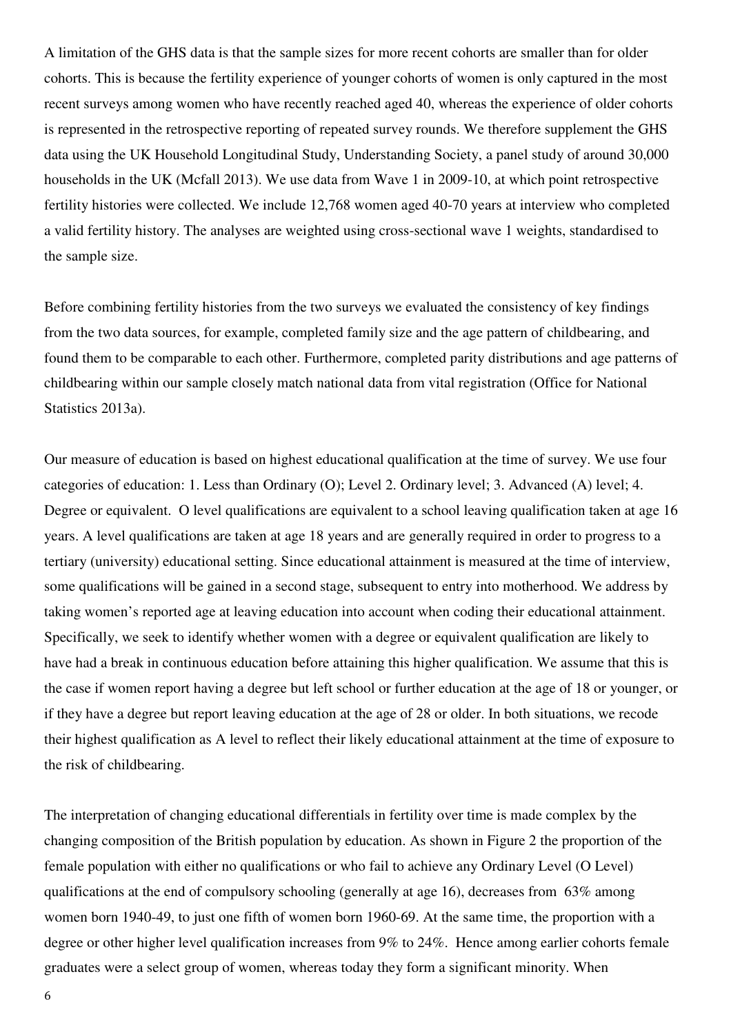A limitation of the GHS data is that the sample sizes for more recent cohorts are smaller than for older cohorts. This is because the fertility experience of younger cohorts of women is only captured in the most recent surveys among women who have recently reached aged 40, whereas the experience of older cohorts is represented in the retrospective reporting of repeated survey rounds. We therefore supplement the GHS data using the UK Household Longitudinal Study, Understanding Society, a panel study of around 30,000 households in the UK (Mcfall 2013). We use data from Wave 1 in 2009-10, at which point retrospective fertility histories were collected. We include 12,768 women aged 40-70 years at interview who completed a valid fertility history. The analyses are weighted using cross-sectional wave 1 weights, standardised to the sample size.

Before combining fertility histories from the two surveys we evaluated the consistency of key findings from the two data sources, for example, completed family size and the age pattern of childbearing, and found them to be comparable to each other. Furthermore, completed parity distributions and age patterns of childbearing within our sample closely match national data from vital registration (Office for National Statistics 2013a).

Our measure of education is based on highest educational qualification at the time of survey. We use four categories of education: 1. Less than Ordinary (O); Level 2. Ordinary level; 3. Advanced (A) level; 4. Degree or equivalent. O level qualifications are equivalent to a school leaving qualification taken at age 16 years. A level qualifications are taken at age 18 years and are generally required in order to progress to a tertiary (university) educational setting. Since educational attainment is measured at the time of interview, some qualifications will be gained in a second stage, subsequent to entry into motherhood. We address by taking women's reported age at leaving education into account when coding their educational attainment. Specifically, we seek to identify whether women with a degree or equivalent qualification are likely to have had a break in continuous education before attaining this higher qualification. We assume that this is the case if women report having a degree but left school or further education at the age of 18 or younger, or if they have a degree but report leaving education at the age of 28 or older. In both situations, we recode their highest qualification as A level to reflect their likely educational attainment at the time of exposure to the risk of childbearing.

The interpretation of changing educational differentials in fertility over time is made complex by the changing composition of the British population by education. As shown in Figure 2 the proportion of the female population with either no qualifications or who fail to achieve any Ordinary Level (O Level) qualifications at the end of compulsory schooling (generally at age 16), decreases from 63% among women born 1940-49, to just one fifth of women born 1960-69. At the same time, the proportion with a degree or other higher level qualification increases from 9% to 24%. Hence among earlier cohorts female graduates were a select group of women, whereas today they form a significant minority. When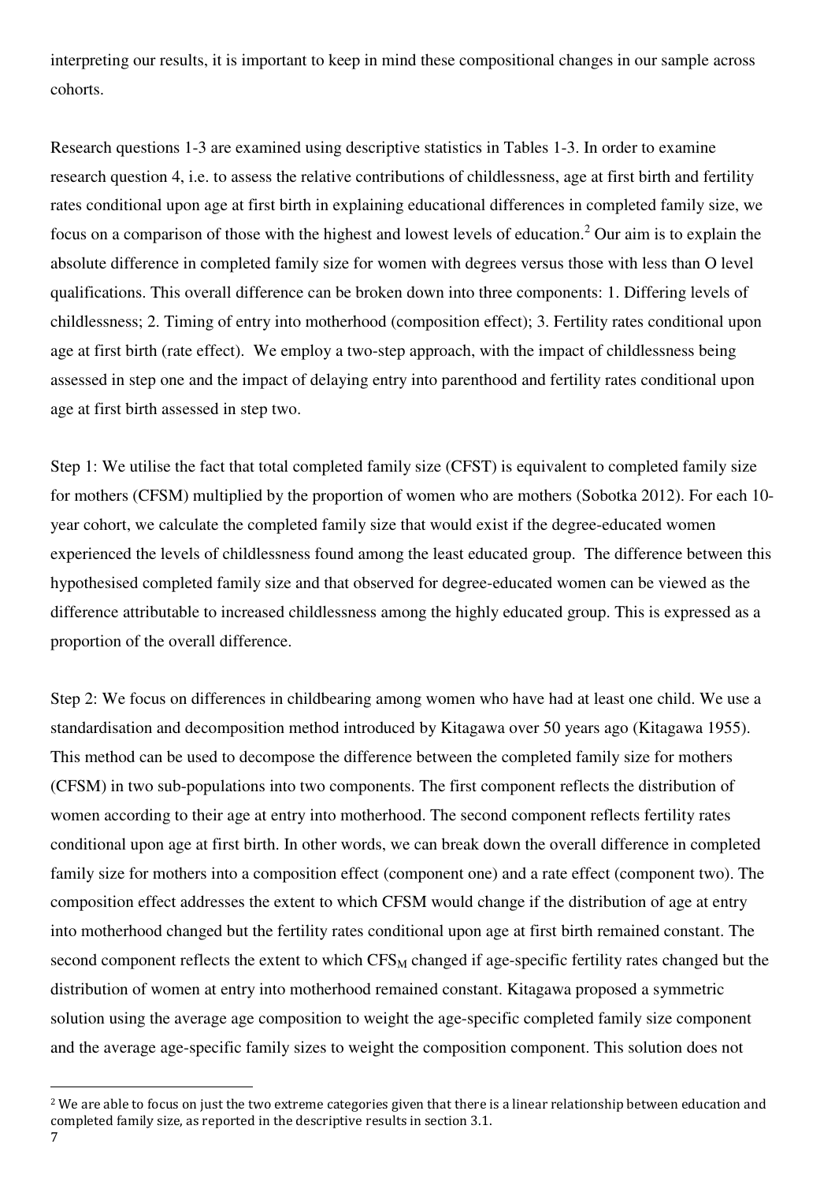interpreting our results, it is important to keep in mind these compositional changes in our sample across cohorts.

Research questions 1-3 are examined using descriptive statistics in Tables 1-3. In order to examine research question 4, i.e. to assess the relative contributions of childlessness, age at first birth and fertility rates conditional upon age at first birth in explaining educational differences in completed family size, we focus on a comparison of those with the highest and lowest levels of education.[2] Our aim is to explain the absolute difference in completed family size for women with degrees versus those with less than O level qualifications. This overall difference can be broken down into three components: 1. Differing levels of childlessness; 2. Timing of entry into motherhood (composition effect); 3. Fertility rates conditional upon age at first birth (rate effect). We employ a two-step approach, with the impact of childlessness being assessed in step one and the impact of delaying entry into parenthood and fertility rates conditional upon age at first birth assessed in step two.

Step 1: We utilise the fact that total completed family size (CFST) is equivalent to completed family size for mothers (CFSM) multiplied by the proportion of women who are mothers (Sobotka 2012). For each 10-year cohort, we calculate the completed family size that would exist if the degree-educated women experienced the levels of childlessness found among the least educated group. The difference between this hypothesised completed family size and that observed for degree-educated women can be viewed as the difference attributable to increased childlessness among the highly educated group. This is expressed as a proportion of the overall difference.

Step 2: We focus on differences in childbearing among women who have had at least one child. We use a standardisation and decomposition method introduced by Kitagawa over 50 years ago (Kitagawa 1955). This method can be used to decompose the difference between the completed family size for mothers (CFSM) in two sub-populations into two components. The first component reflects the distribution of women according to their age at entry into motherhood. The second component reflects fertility rates conditional upon age at first birth. In other words, we can break down the overall difference in completed family size for mothers into a composition effect (component one) and a rate effect (component two). The composition effect addresses the extent to which CFSM would change if the distribution of age at entry into motherhood changed but the fertility rates conditional upon age at first birth remained constant. The second component reflects the extent to which $CFS_M$ changed if age-specific fertility rates changed but the distribution of women at entry into motherhood remained constant. Kitagawa proposed a symmetric solution using the average age composition to weight the age-specific completed family size component and the average age-specific family sizes to weight the composition component. This solution does not

[2] We are able to focus on just the two extreme categories given that there is a linear relationship between education and completed family size, as reported in the descriptive results in section 3.1.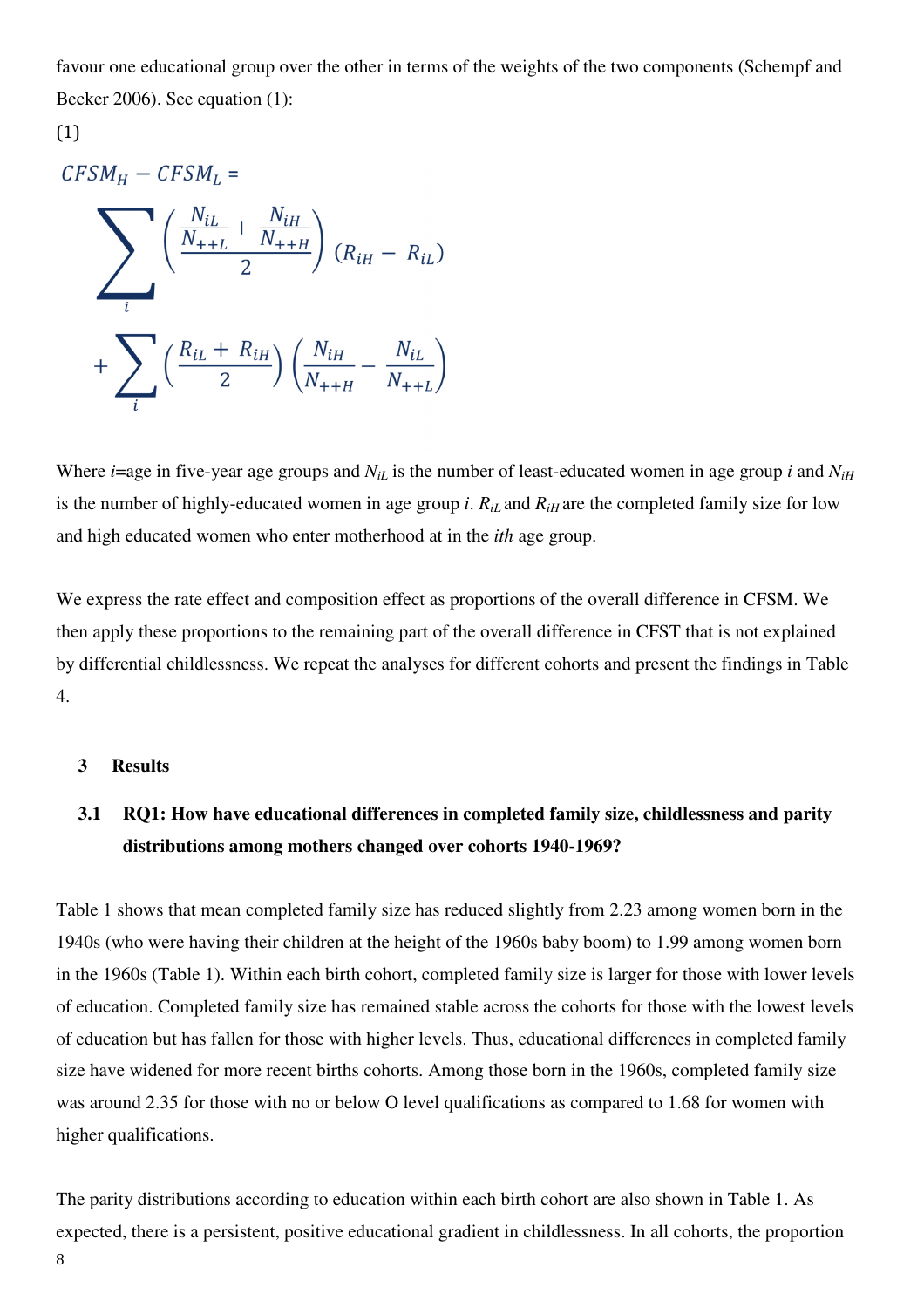favour one educational group over the other in terms of the weights of the two components (Schempf and Becker 2006). See equation (1):

(1)

$$CFSM_H - CFSM_L = \sum_i \left( \frac{\frac{N_{iL}}{N_{++L}} + \frac{N_{iH}}{N_{++H}}}{2} \right) (R_{iH} - R_{iL}) + \sum_i \left( \frac{R_{iL} + R_{iH}}{2} \right) \left( \frac{N_{iH}}{N_{++H}} - \frac{N_{iL}}{N_{++L}} \right)$$

Where $i$=age in five-year age groups and $N_{iL}$ is the number of least-educated women in age group $i$ and $N_{iH}$ is the number of highly-educated women in age group $i$. $R_{iL}$ and $R_{iH}$ are the completed family size for low and high educated women who enter motherhood at in the *ith* age group.

We express the rate effect and composition effect as proportions of the overall difference in CFSM. We then apply these proportions to the remaining part of the overall difference in CFST that is not explained by differential childlessness. We repeat the analyses for different cohorts and present the findings in Table 4.

## 3 Results

### 3.1 RQ1: How have educational differences in completed family size, childlessness and parity distributions among mothers changed over cohorts 1940-1969?

Table 1 shows that mean completed family size has reduced slightly from 2.23 among women born in the 1940s (who were having their children at the height of the 1960s baby boom) to 1.99 among women born in the 1960s (Table 1). Within each birth cohort, completed family size is larger for those with lower levels of education. Completed family size has remained stable across the cohorts for those with the lowest levels of education but has fallen for those with higher levels. Thus, educational differences in completed family size have widened for more recent births cohorts. Among those born in the 1960s, completed family size was around 2.35 for those with no or below O level qualifications as compared to 1.68 for women with higher qualifications.

The parity distributions according to education within each birth cohort are also shown in Table 1. As expected, there is a persistent, positive educational gradient in childlessness. In all cohorts, the proportion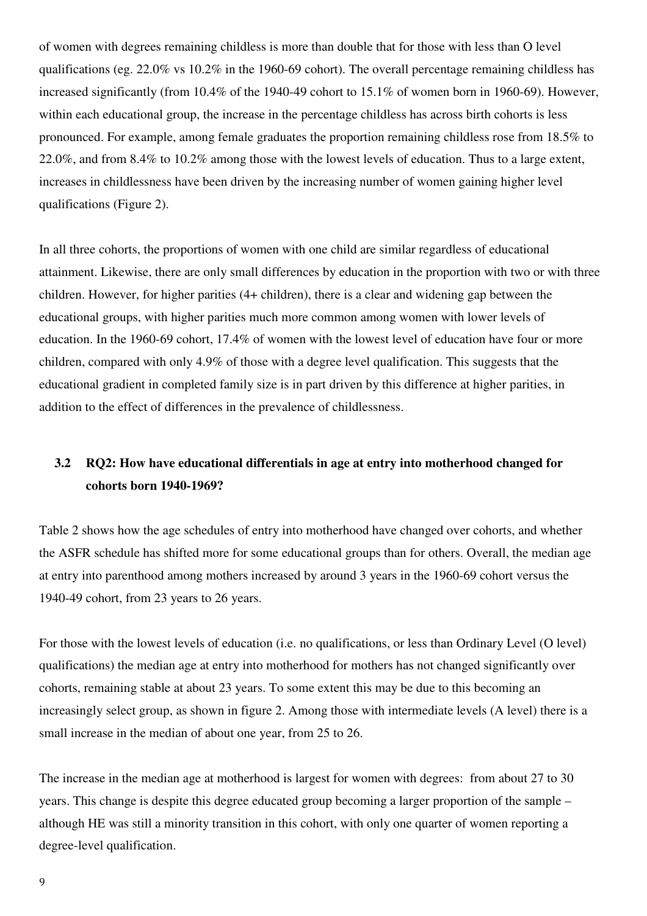of women with degrees remaining childless is more than double that for those with less than O level qualifications (eg. 22.0% vs 10.2% in the 1960-69 cohort). The overall percentage remaining childless has increased significantly (from 10.4% of the 1940-49 cohort to 15.1% of women born in 1960-69). However, within each educational group, the increase in the percentage childless has across birth cohorts is less pronounced. For example, among female graduates the proportion remaining childless rose from 18.5% to 22.0%, and from 8.4% to 10.2% among those with the lowest levels of education. Thus to a large extent, increases in childlessness have been driven by the increasing number of women gaining higher level qualifications (Figure 2).

In all three cohorts, the proportions of women with one child are similar regardless of educational attainment. Likewise, there are only small differences by education in the proportion with two or with three children. However, for higher parities (4+ children), there is a clear and widening gap between the educational groups, with higher parities much more common among women with lower levels of education. In the 1960-69 cohort, 17.4% of women with the lowest level of education have four or more children, compared with only 4.9% of those with a degree level qualification. This suggests that the educational gradient in completed family size is in part driven by this difference at higher parities, in addition to the effect of differences in the prevalence of childlessness.

## 3.2 RQ2: How have educational differentials in age at entry into motherhood changed for cohorts born 1940-1969?

Table 2 shows how the age schedules of entry into motherhood have changed over cohorts, and whether the ASFR schedule has shifted more for some educational groups than for others. Overall, the median age at entry into parenthood among mothers increased by around 3 years in the 1960-69 cohort versus the 1940-49 cohort, from 23 years to 26 years.

For those with the lowest levels of education (i.e. no qualifications, or less than Ordinary Level (O level) qualifications) the median age at entry into motherhood for mothers has not changed significantly over cohorts, remaining stable at about 23 years. To some extent this may be due to this becoming an increasingly select group, as shown in figure 2. Among those with intermediate levels (A level) there is a small increase in the median of about one year, from 25 to 26.

The increase in the median age at motherhood is largest for women with degrees: from about 27 to 30 years. This change is despite this degree educated group becoming a larger proportion of the sample – although HE was still a minority transition in this cohort, with only one quarter of women reporting a degree-level qualification.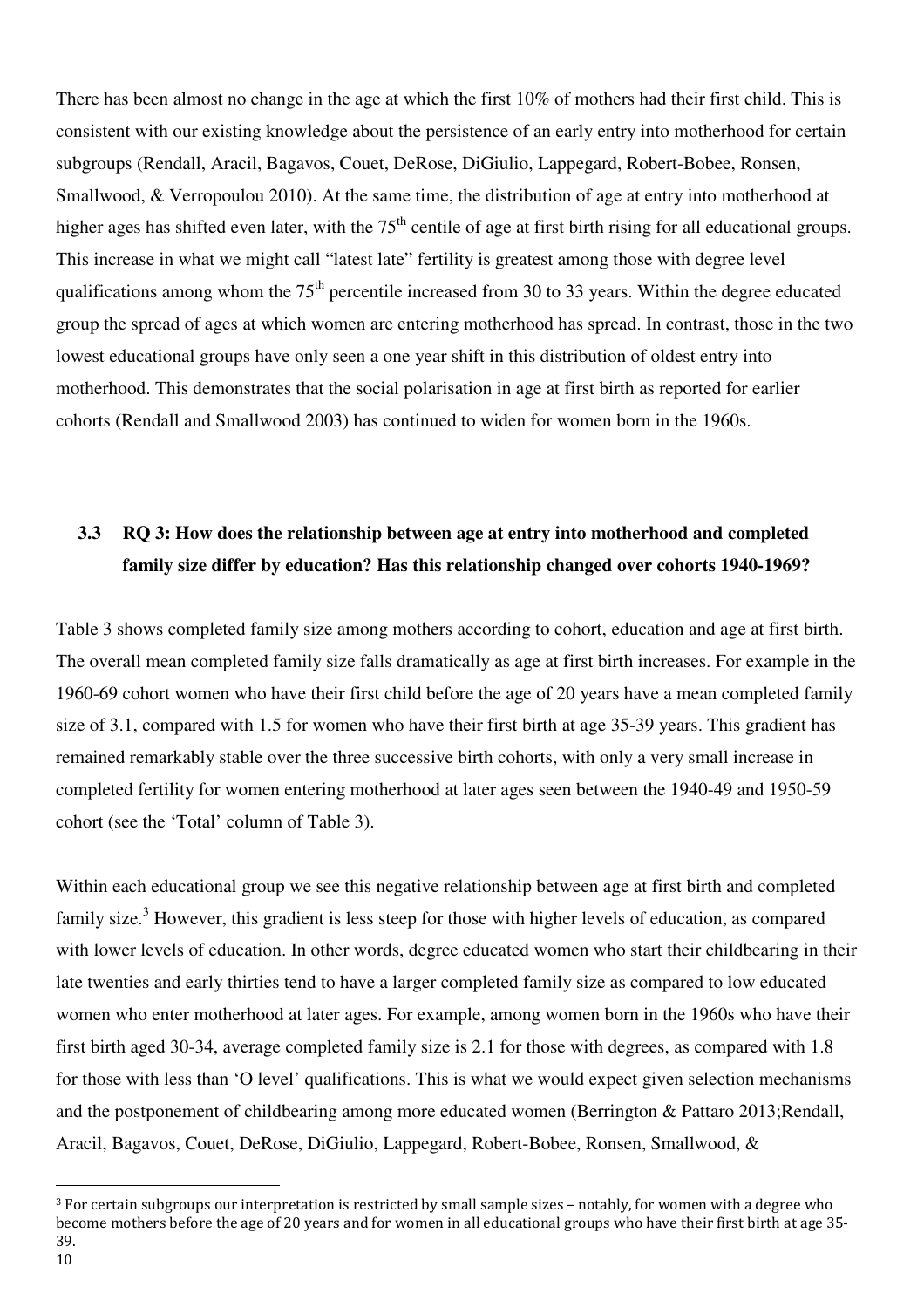There has been almost no change in the age at which the first 10% of mothers had their first child. This is consistent with our existing knowledge about the persistence of an early entry into motherhood for certain subgroups (Rendall, Aracil, Bagavos, Couet, DeRose, DiGiulio, Lappegard, Robert-Bobee, Ronsen, Smallwood, & Verropoulou 2010). At the same time, the distribution of age at entry into motherhood at higher ages has shifted even later, with the 75th centile of age at first birth rising for all educational groups. This increase in what we might call "latest late" fertility is greatest among those with degree level qualifications among whom the 75th percentile increased from 30 to 33 years. Within the degree educated group the spread of ages at which women are entering motherhood has spread. In contrast, those in the two lowest educational groups have only seen a one year shift in this distribution of oldest entry into motherhood. This demonstrates that the social polarisation in age at first birth as reported for earlier cohorts (Rendall and Smallwood 2003) has continued to widen for women born in the 1960s.

### 3.3 RQ 3: How does the relationship between age at entry into motherhood and completed family size differ by education? Has this relationship changed over cohorts 1940-1969?

Table 3 shows completed family size among mothers according to cohort, education and age at first birth. The overall mean completed family size falls dramatically as age at first birth increases. For example in the 1960-69 cohort women who have their first child before the age of 20 years have a mean completed family size of 3.1, compared with 1.5 for women who have their first birth at age 35-39 years. This gradient has remained remarkably stable over the three successive birth cohorts, with only a very small increase in completed fertility for women entering motherhood at later ages seen between the 1940-49 and 1950-59 cohort (see the 'Total' column of Table 3).

Within each educational group we see this negative relationship between age at first birth and completed family size.[3] However, this gradient is less steep for those with higher levels of education, as compared with lower levels of education. In other words, degree educated women who start their childbearing in their late twenties and early thirties tend to have a larger completed family size as compared to low educated women who enter motherhood at later ages. For example, among women born in the 1960s who have their first birth aged 30-34, average completed family size is 2.1 for those with degrees, as compared with 1.8 for those with less than 'O level' qualifications. This is what we would expect given selection mechanisms and the postponement of childbearing among more educated women (Berrington & Pattaro 2013;Rendall, Aracil, Bagavos, Couet, DeRose, DiGiulio, Lappegard, Robert-Bobee, Ronsen, Smallwood, &

[3] For certain subgroups our interpretation is restricted by small sample sizes – notably, for women with a degree who become mothers before the age of 20 years and for women in all educational groups who have their first birth at age 35-39.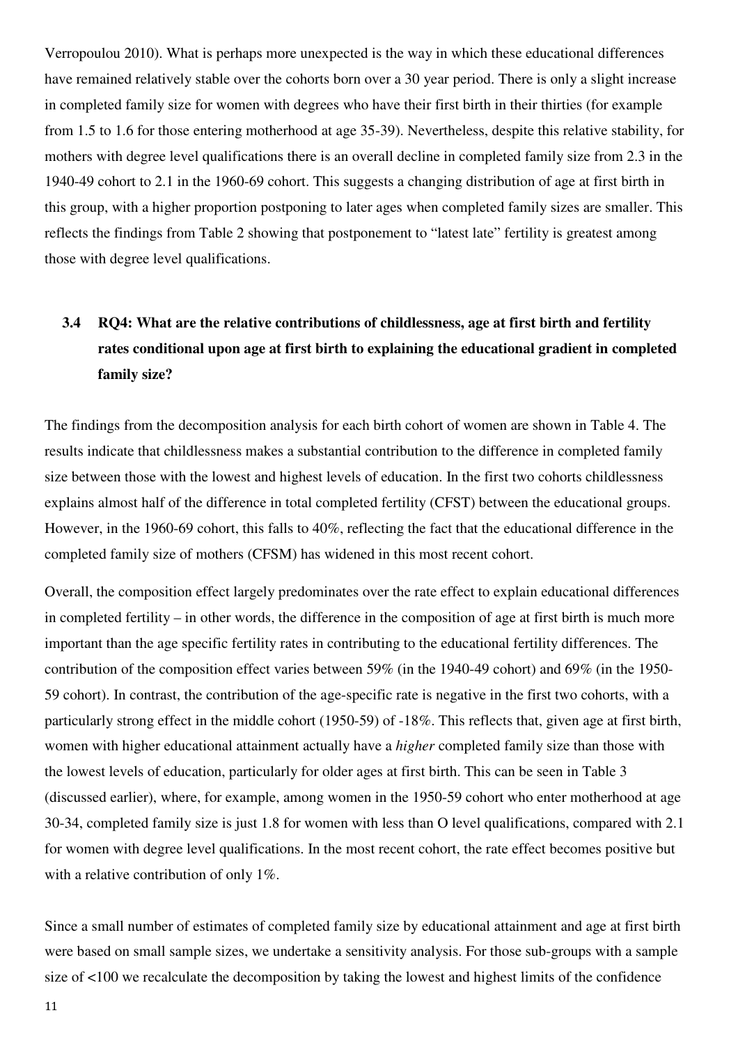Verropoulou 2010). What is perhaps more unexpected is the way in which these educational differences have remained relatively stable over the cohorts born over a 30 year period. There is only a slight increase in completed family size for women with degrees who have their first birth in their thirties (for example from 1.5 to 1.6 for those entering motherhood at age 35-39). Nevertheless, despite this relative stability, for mothers with degree level qualifications there is an overall decline in completed family size from 2.3 in the 1940-49 cohort to 2.1 in the 1960-69 cohort. This suggests a changing distribution of age at first birth in this group, with a higher proportion postponing to later ages when completed family sizes are smaller. This reflects the findings from Table 2 showing that postponement to "latest late" fertility is greatest among those with degree level qualifications.

### 3.4 RQ4: What are the relative contributions of childlessness, age at first birth and fertility rates conditional upon age at first birth to explaining the educational gradient in completed family size?

The findings from the decomposition analysis for each birth cohort of women are shown in Table 4. The results indicate that childlessness makes a substantial contribution to the difference in completed family size between those with the lowest and highest levels of education. In the first two cohorts childlessness explains almost half of the difference in total completed fertility (CFST) between the educational groups. However, in the 1960-69 cohort, this falls to 40%, reflecting the fact that the educational difference in the completed family size of mothers (CFSM) has widened in this most recent cohort.

Overall, the composition effect largely predominates over the rate effect to explain educational differences in completed fertility – in other words, the difference in the composition of age at first birth is much more important than the age specific fertility rates in contributing to the educational fertility differences. The contribution of the composition effect varies between 59% (in the 1940-49 cohort) and 69% (in the 1950-59 cohort). In contrast, the contribution of the age-specific rate is negative in the first two cohorts, with a particularly strong effect in the middle cohort (1950-59) of -18%. This reflects that, given age at first birth, women with higher educational attainment actually have a *higher* completed family size than those with the lowest levels of education, particularly for older ages at first birth. This can be seen in Table 3 (discussed earlier), where, for example, among women in the 1950-59 cohort who enter motherhood at age 30-34, completed family size is just 1.8 for women with less than O level qualifications, compared with 2.1 for women with degree level qualifications. In the most recent cohort, the rate effect becomes positive but with a relative contribution of only 1%.

Since a small number of estimates of completed family size by educational attainment and age at first birth were based on small sample sizes, we undertake a sensitivity analysis. For those sub-groups with a sample size of <100 we recalculate the decomposition by taking the lowest and highest limits of the confidence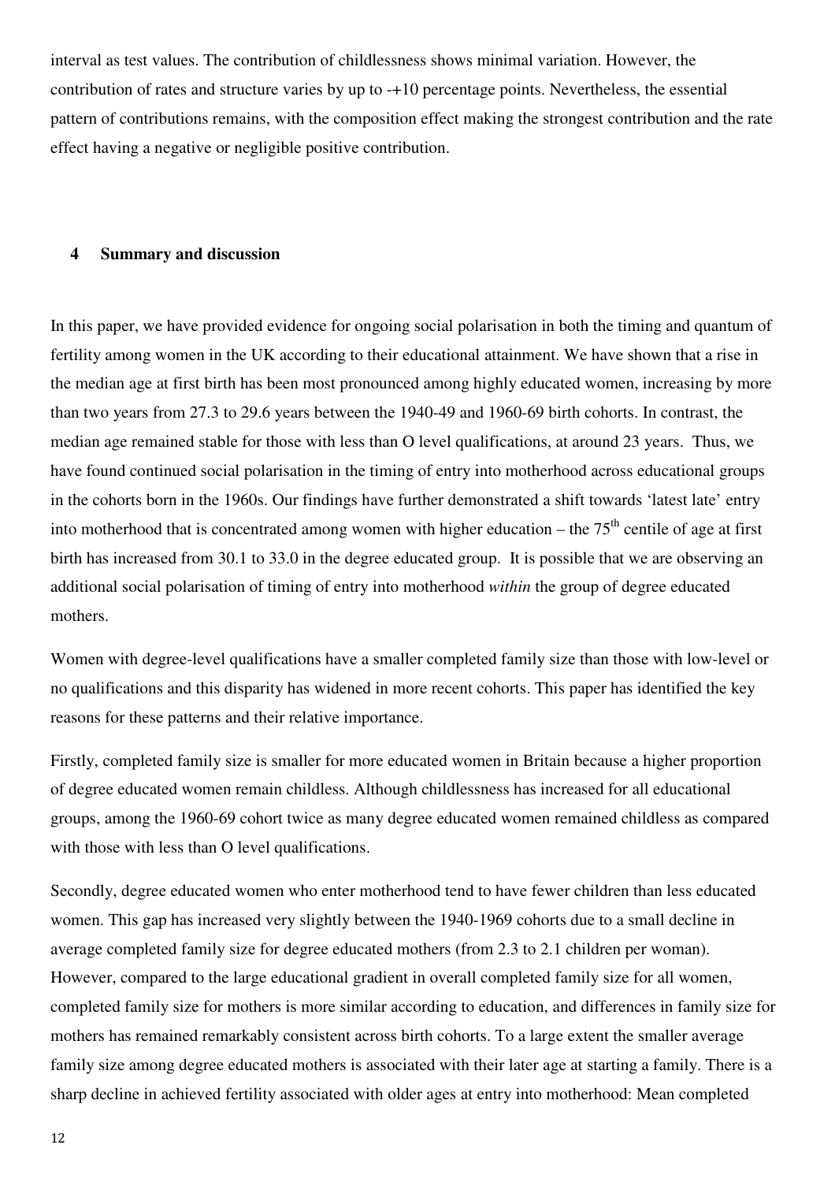interval as test values. The contribution of childlessness shows minimal variation. However, the contribution of rates and structure varies by up to -+10 percentage points. Nevertheless, the essential pattern of contributions remains, with the composition effect making the strongest contribution and the rate effect having a negative or negligible positive contribution.

## 4 Summary and discussion

In this paper, we have provided evidence for ongoing social polarisation in both the timing and quantum of fertility among women in the UK according to their educational attainment. We have shown that a rise in the median age at first birth has been most pronounced among highly educated women, increasing by more than two years from 27.3 to 29.6 years between the 1940-49 and 1960-69 birth cohorts. In contrast, the median age remained stable for those with less than O level qualifications, at around 23 years. Thus, we have found continued social polarisation in the timing of entry into motherhood across educational groups in the cohorts born in the 1960s. Our findings have further demonstrated a shift towards 'latest late' entry into motherhood that is concentrated among women with higher education – the 75$^{th}$ centile of age at first birth has increased from 30.1 to 33.0 in the degree educated group. It is possible that we are observing an additional social polarisation of timing of entry into motherhood *within* the group of degree educated mothers.

Women with degree-level qualifications have a smaller completed family size than those with low-level or no qualifications and this disparity has widened in more recent cohorts. This paper has identified the key reasons for these patterns and their relative importance.

Firstly, completed family size is smaller for more educated women in Britain because a higher proportion of degree educated women remain childless. Although childlessness has increased for all educational groups, among the 1960-69 cohort twice as many degree educated women remained childless as compared with those with less than O level qualifications.

Secondly, degree educated women who enter motherhood tend to have fewer children than less educated women. This gap has increased very slightly between the 1940-1969 cohorts due to a small decline in average completed family size for degree educated mothers (from 2.3 to 2.1 children per woman). However, compared to the large educational gradient in overall completed family size for all women, completed family size for mothers is more similar according to education, and differences in family size for mothers has remained remarkably consistent across birth cohorts. To a large extent the smaller average family size among degree educated mothers is associated with their later age at starting a family. There is a sharp decline in achieved fertility associated with older ages at entry into motherhood: Mean completed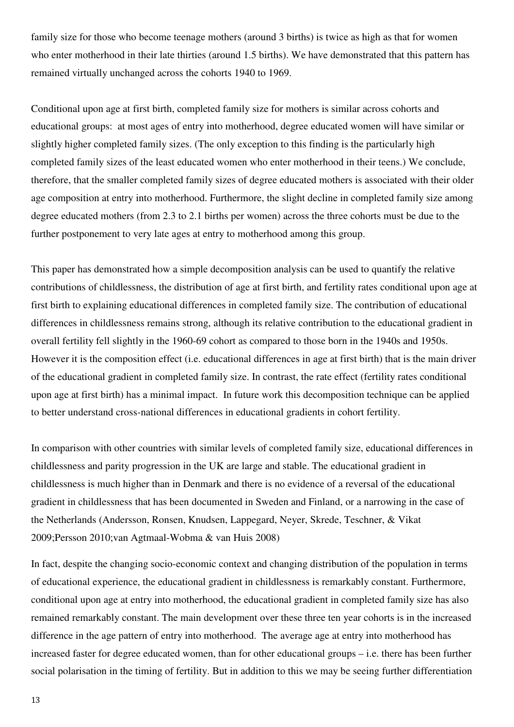family size for those who become teenage mothers (around 3 births) is twice as high as that for women who enter motherhood in their late thirties (around 1.5 births). We have demonstrated that this pattern has remained virtually unchanged across the cohorts 1940 to 1969.

Conditional upon age at first birth, completed family size for mothers is similar across cohorts and educational groups: at most ages of entry into motherhood, degree educated women will have similar or slightly higher completed family sizes. (The only exception to this finding is the particularly high completed family sizes of the least educated women who enter motherhood in their teens.) We conclude, therefore, that the smaller completed family sizes of degree educated mothers is associated with their older age composition at entry into motherhood. Furthermore, the slight decline in completed family size among degree educated mothers (from 2.3 to 2.1 births per women) across the three cohorts must be due to the further postponement to very late ages at entry to motherhood among this group.

This paper has demonstrated how a simple decomposition analysis can be used to quantify the relative contributions of childlessness, the distribution of age at first birth, and fertility rates conditional upon age at first birth to explaining educational differences in completed family size. The contribution of educational differences in childlessness remains strong, although its relative contribution to the educational gradient in overall fertility fell slightly in the 1960-69 cohort as compared to those born in the 1940s and 1950s. However it is the composition effect (i.e. educational differences in age at first birth) that is the main driver of the educational gradient in completed family size. In contrast, the rate effect (fertility rates conditional upon age at first birth) has a minimal impact. In future work this decomposition technique can be applied to better understand cross-national differences in educational gradients in cohort fertility.

In comparison with other countries with similar levels of completed family size, educational differences in childlessness and parity progression in the UK are large and stable. The educational gradient in childlessness is much higher than in Denmark and there is no evidence of a reversal of the educational gradient in childlessness that has been documented in Sweden and Finland, or a narrowing in the case of the Netherlands (Andersson, Ronsen, Knudsen, Lappegard, Neyer, Skrede, Teschner, & Vikat 2009;Persson 2010;van Agtmaal-Wobma & van Huis 2008)

In fact, despite the changing socio-economic context and changing distribution of the population in terms of educational experience, the educational gradient in childlessness is remarkably constant. Furthermore, conditional upon age at entry into motherhood, the educational gradient in completed family size has also remained remarkably constant. The main development over these three ten year cohorts is in the increased difference in the age pattern of entry into motherhood. The average age at entry into motherhood has increased faster for degree educated women, than for other educational groups – i.e. there has been further social polarisation in the timing of fertility. But in addition to this we may be seeing further differentiation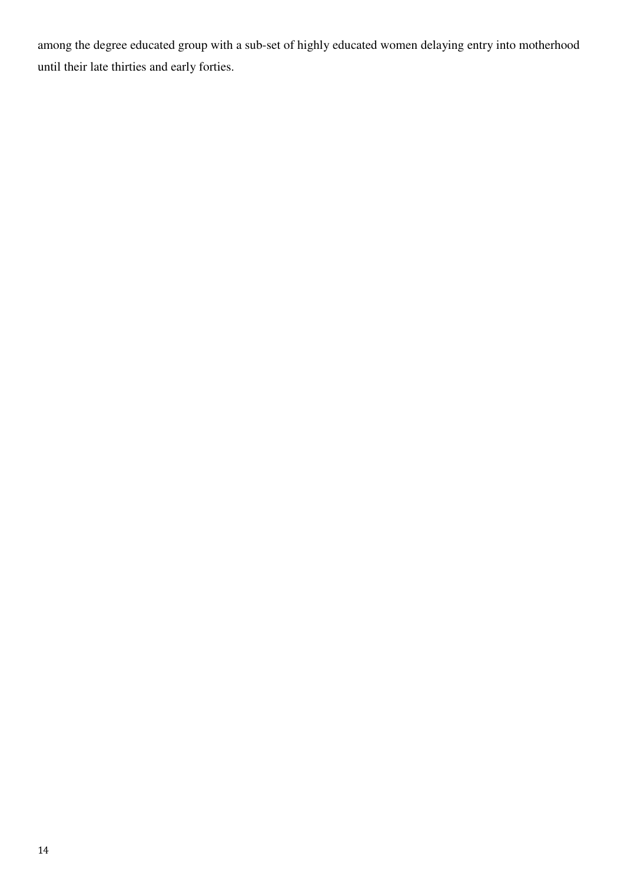among the degree educated group with a sub-set of highly educated women delaying entry into motherhood until their late thirties and early forties.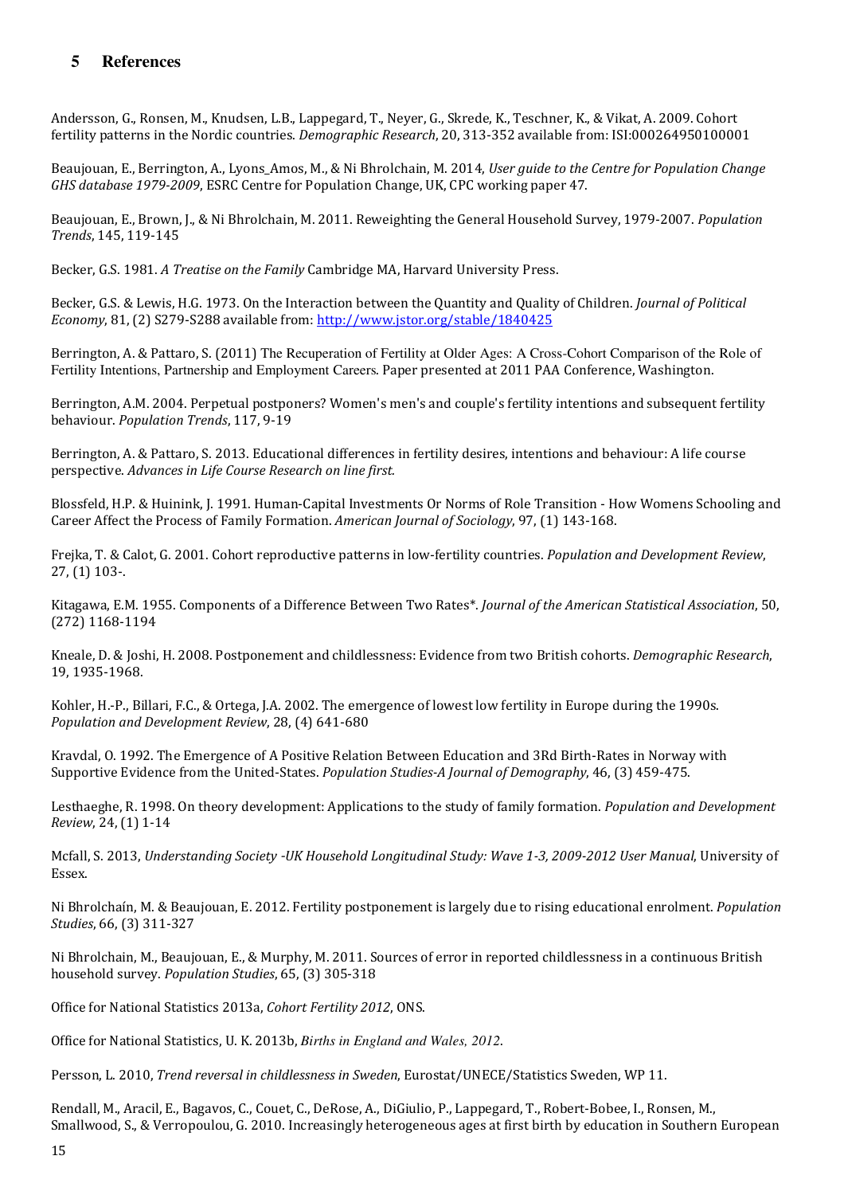## 5 References

Andersson, G., Ronsen, M., Knudsen, L.B., Lappegard, T., Neyer, G., Skrede, K., Teschner, K., & Vikat, A. 2009. Cohort fertility patterns in the Nordic countries. *Demographic Research*, 20, 313-352 available from: ISI:000264950100001

Beaujouan, E., Berrington, A., Lyons_Amos, M., & Ni Bhrolchain, M. 2014, *User guide to the Centre for Population Change GHS database 1979-2009*, ESRC Centre for Population Change, UK, CPC working paper 47.

Beaujouan, E., Brown, J., & Ni Bhrolchain, M. 2011. Reweighting the General Household Survey, 1979-2007. *Population Trends*, 145, 119-145

Becker, G.S. 1981. *A Treatise on the Family* Cambridge MA, Harvard University Press.

Becker, G.S. & Lewis, H.G. 1973. On the Interaction between the Quantity and Quality of Children. *Journal of Political Economy*, 81, (2) S279-S288 available from: http://www.jstor.org/stable/1840425

Berrington, A. & Pattaro, S. (2011) The Recuperation of Fertility at Older Ages: A Cross-Cohort Comparison of the Role of Fertility Intentions, Partnership and Employment Careers. Paper presented at 2011 PAA Conference, Washington.

Berrington, A.M. 2004. Perpetual postponers? Women's men's and couple's fertility intentions and subsequent fertility behaviour. *Population Trends*, 117, 9-19

Berrington, A. & Pattaro, S. 2013. Educational differences in fertility desires, intentions and behaviour: A life course perspective. *Advances in Life Course Research on line first.*

Blossfeld, H.P. & Huinink, J. 1991. Human-Capital Investments Or Norms of Role Transition - How Womens Schooling and Career Affect the Process of Family Formation. *American Journal of Sociology*, 97, (1) 143-168.

Frejka, T. & Calot, G. 2001. Cohort reproductive patterns in low-fertility countries. *Population and Development Review*, 27, (1) 103-.

Kitagawa, E.M. 1955. Components of a Difference Between Two Rates*. *Journal of the American Statistical Association*, 50, (272) 1168-1194

Kneale, D. & Joshi, H. 2008. Postponement and childlessness: Evidence from two British cohorts. *Demographic Research*, 19, 1935-1968.

Kohler, H.-P., Billari, F.C., & Ortega, J.A. 2002. The emergence of lowest low fertility in Europe during the 1990s. *Population and Development Review*, 28, (4) 641-680

Kravdal, O. 1992. The Emergence of A Positive Relation Between Education and 3Rd Birth-Rates in Norway with Supportive Evidence from the United-States. *Population Studies-A Journal of Demography*, 46, (3) 459-475.

Lesthaeghe, R. 1998. On theory development: Applications to the study of family formation. *Population and Development Review*, 24, (1) 1-14

Mcfall, S. 2013, *Understanding Society -UK Household Longitudinal Study: Wave 1-3, 2009-2012 User Manual*, University of Essex.

Ni Bhrolchaín, M. & Beaujouan, E. 2012. Fertility postponement is largely due to rising educational enrolment. *Population Studies*, 66, (3) 311-327

Ni Bhrolchain, M., Beaujouan, E., & Murphy, M. 2011. Sources of error in reported childlessness in a continuous British household survey. *Population Studies*, 65, (3) 305-318

Office for National Statistics 2013a, *Cohort Fertility 2012*, ONS.

Office for National Statistics, U. K. 2013b, *Births in England and Wales, 2012*.

Persson, L. 2010, *Trend reversal in childlessness in Sweden*, Eurostat/UNECE/Statistics Sweden, WP 11.

Rendall, M., Aracil, E., Bagavos, C., Couet, C., DeRose, A., DiGiulio, P., Lappegard, T., Robert-Bobee, I., Ronsen, M., Smallwood, S., & Verropoulou, G. 2010. Increasingly heterogeneous ages at first birth by education in Southern European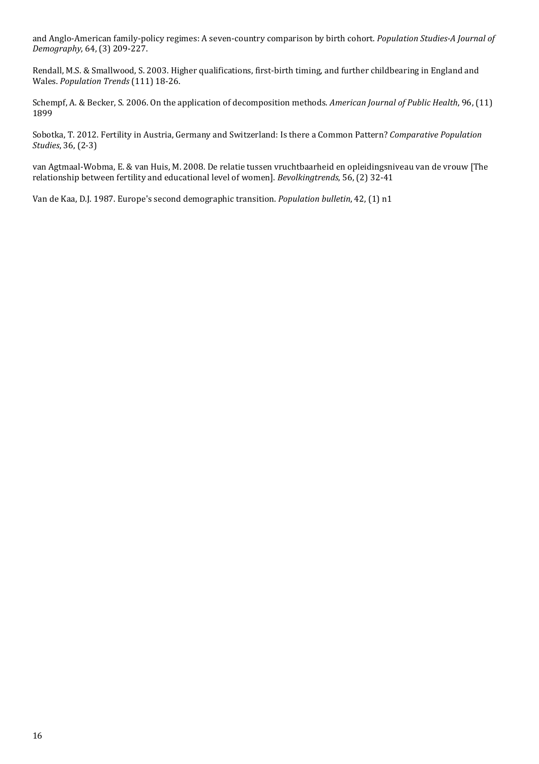and Anglo-American family-policy regimes: A seven-country comparison by birth cohort. *Population Studies-A Journal of Demography*, 64, (3) 209-227.

Rendall, M.S. & Smallwood, S. 2003. Higher qualifications, first-birth timing, and further childbearing in England and Wales. *Population Trends* (111) 18-26.

Schempf, A. & Becker, S. 2006. On the application of decomposition methods. *American Journal of Public Health*, 96, (11) 1899

Sobotka, T. 2012. Fertility in Austria, Germany and Switzerland: Is there a Common Pattern? *Comparative Population Studies*, 36, (2-3)

van Agtmaal-Wobma, E. & van Huis, M. 2008. De relatie tussen vruchtbaarheid en opleidingsniveau van de vrouw [The relationship between fertility and educational level of women]. *Bevolkingtrends*, 56, (2) 32-41

Van de Kaa, D.J. 1987. Europe's second demographic transition. *Population bulletin*, 42, (1) n1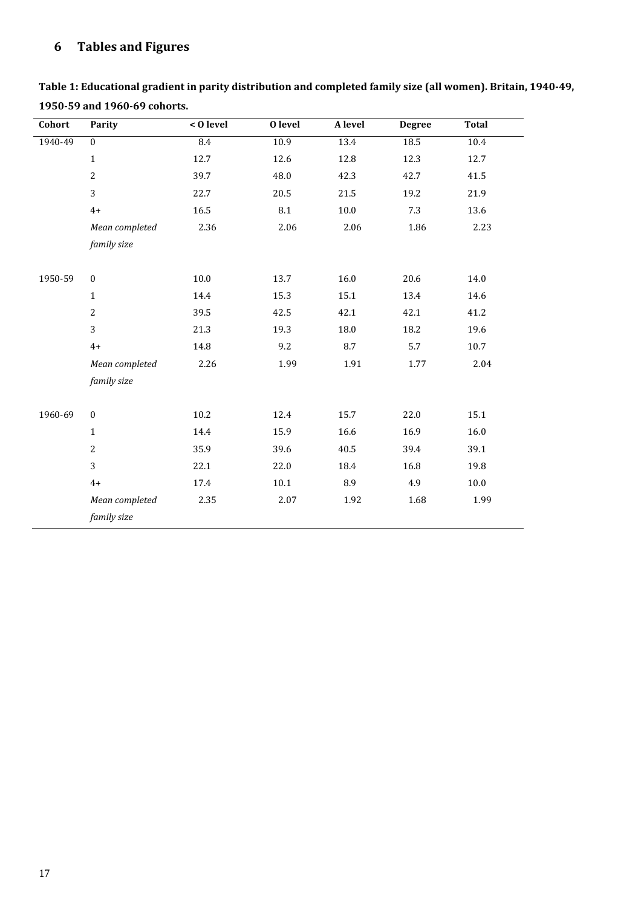# 6 Tables and Figures

**Table 1: Educational gradient in parity distribution and completed family size (all women). Britain, 1940-49, 1950-59 and 1960-69 cohorts.**

| Cohort | Parity | < O level | O level | A level | Degree | Total |
|---|---|---|---|---|---|---|
| 1940-49 | 0 | 8.4 | 10.9 | 13.4 | 18.5 | 10.4 |
| | 1 | 12.7 | 12.6 | 12.8 | 12.3 | 12.7 |
| | 2 | 39.7 | 48.0 | 42.3 | 42.7 | 41.5 |
| | 3 | 22.7 | 20.5 | 21.5 | 19.2 | 21.9 |
| | 4+ | 16.5 | 8.1 | 10.0 | 7.3 | 13.6 |
| | *Mean completed family size* | 2.36 | 2.06 | 2.06 | 1.86 | 2.23 |
| 1950-59 | 0 | 10.0 | 13.7 | 16.0 | 20.6 | 14.0 |
| | 1 | 14.4 | 15.3 | 15.1 | 13.4 | 14.6 |
| | 2 | 39.5 | 42.5 | 42.1 | 42.1 | 41.2 |
| | 3 | 21.3 | 19.3 | 18.0 | 18.2 | 19.6 |
| | 4+ | 14.8 | 9.2 | 8.7 | 5.7 | 10.7 |
| | *Mean completed family size* | 2.26 | 1.99 | 1.91 | 1.77 | 2.04 |
| 1960-69 | 0 | 10.2 | 12.4 | 15.7 | 22.0 | 15.1 |
| | 1 | 14.4 | 15.9 | 16.6 | 16.9 | 16.0 |
| | 2 | 35.9 | 39.6 | 40.5 | 39.4 | 39.1 |
| | 3 | 22.1 | 22.0 | 18.4 | 16.8 | 19.8 |
| | 4+ | 17.4 | 10.1 | 8.9 | 4.9 | 10.0 |
| | *Mean completed family size* | 2.35 | 2.07 | 1.92 | 1.68 | 1.99 |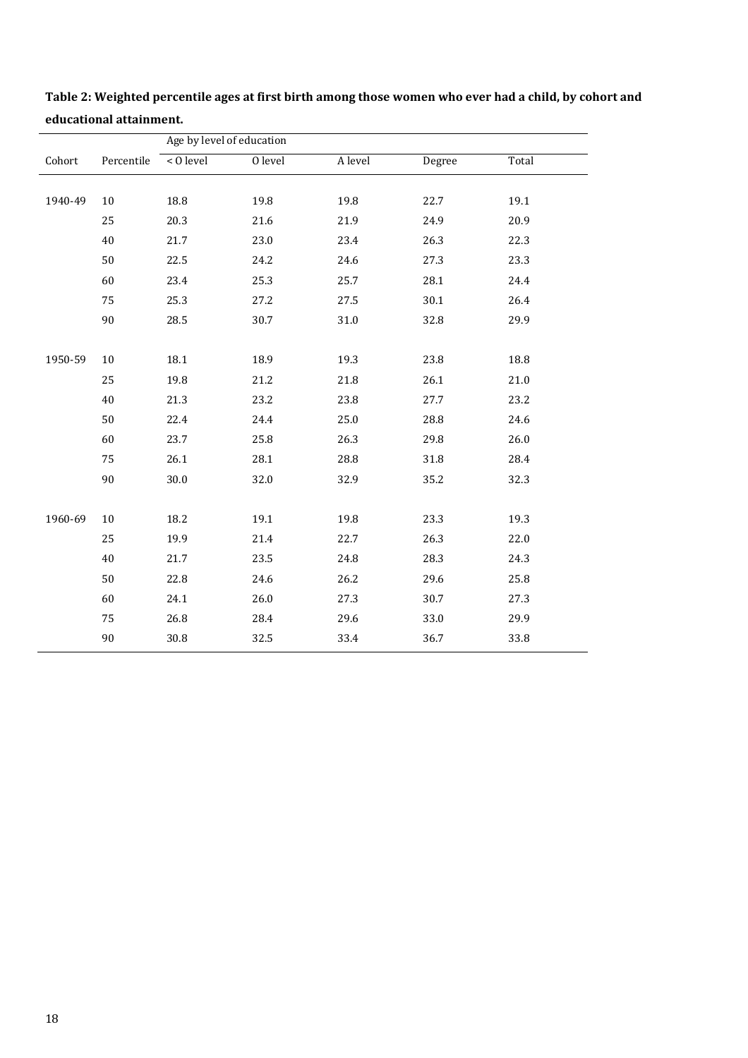**Table 2: Weighted percentile ages at first birth among those women who ever had a child, by cohort and educational attainment.**

| | | Age by level of education | | | | |
|---|---|---|---|---|---|---|
| Cohort | Percentile | < O level | O level | A level | Degree | Total |
| 1940-49 | 10 | 18.8 | 19.8 | 19.8 | 22.7 | 19.1 |
| | 25 | 20.3 | 21.6 | 21.9 | 24.9 | 20.9 |
| | 40 | 21.7 | 23.0 | 23.4 | 26.3 | 22.3 |
| | 50 | 22.5 | 24.2 | 24.6 | 27.3 | 23.3 |
| | 60 | 23.4 | 25.3 | 25.7 | 28.1 | 24.4 |
| | 75 | 25.3 | 27.2 | 27.5 | 30.1 | 26.4 |
| | 90 | 28.5 | 30.7 | 31.0 | 32.8 | 29.9 |
| 1950-59 | 10 | 18.1 | 18.9 | 19.3 | 23.8 | 18.8 |
| | 25 | 19.8 | 21.2 | 21.8 | 26.1 | 21.0 |
| | 40 | 21.3 | 23.2 | 23.8 | 27.7 | 23.2 |
| | 50 | 22.4 | 24.4 | 25.0 | 28.8 | 24.6 |
| | 60 | 23.7 | 25.8 | 26.3 | 29.8 | 26.0 |
| | 75 | 26.1 | 28.1 | 28.8 | 31.8 | 28.4 |
| | 90 | 30.0 | 32.0 | 32.9 | 35.2 | 32.3 |
| 1960-69 | 10 | 18.2 | 19.1 | 19.8 | 23.3 | 19.3 |
| | 25 | 19.9 | 21.4 | 22.7 | 26.3 | 22.0 |
| | 40 | 21.7 | 23.5 | 24.8 | 28.3 | 24.3 |
| | 50 | 22.8 | 24.6 | 26.2 | 29.6 | 25.8 |
| | 60 | 24.1 | 26.0 | 27.3 | 30.7 | 27.3 |
| | 75 | 26.8 | 28.4 | 29.6 | 33.0 | 29.9 |
| | 90 | 30.8 | 32.5 | 33.4 | 36.7 | 33.8 |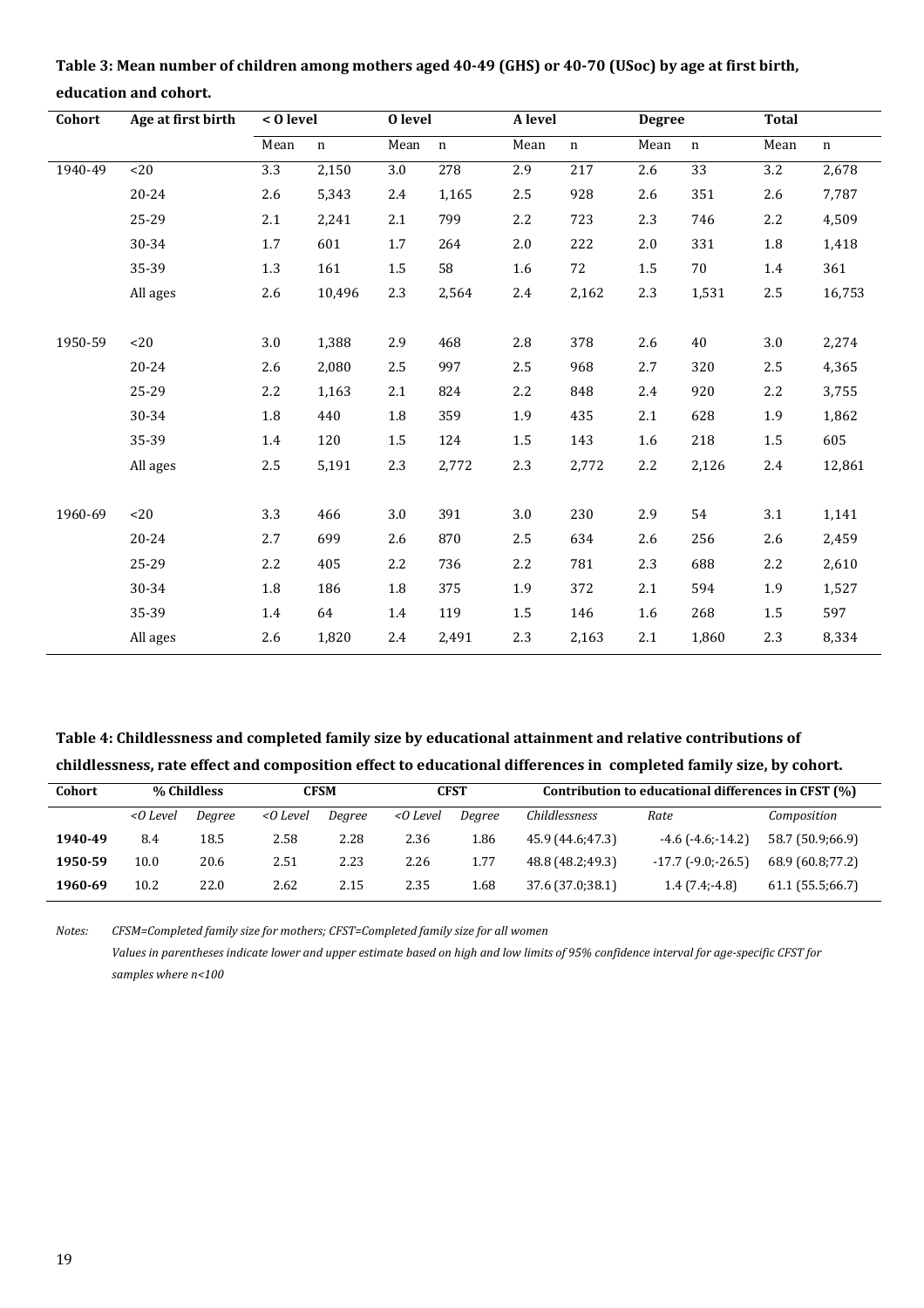**Table 3: Mean number of children among mothers aged 40-49 (GHS) or 40-70 (USoc) by age at first birth, education and cohort.**

| Cohort | Age at first birth | < O level | | O level | | A level | | Degree | | Total | |
|---|---|---|---|---|---|---|---|---|---|---|---|
| | | Mean | n | Mean | n | Mean | n | Mean | n | Mean | n |
| 1940-49 | <20 | 3.3 | 2,150 | 3.0 | 278 | 2.9 | 217 | 2.6 | 33 | 3.2 | 2,678 |
| | 20-24 | 2.6 | 5,343 | 2.4 | 1,165 | 2.5 | 928 | 2.6 | 351 | 2.6 | 7,787 |
| | 25-29 | 2.1 | 2,241 | 2.1 | 799 | 2.2 | 723 | 2.3 | 746 | 2.2 | 4,509 |
| | 30-34 | 1.7 | 601 | 1.7 | 264 | 2.0 | 222 | 2.0 | 331 | 1.8 | 1,418 |
| | 35-39 | 1.3 | 161 | 1.5 | 58 | 1.6 | 72 | 1.5 | 70 | 1.4 | 361 |
| | All ages | 2.6 | 10,496 | 2.3 | 2,564 | 2.4 | 2,162 | 2.3 | 1,531 | 2.5 | 16,753 |
| 1950-59 | <20 | 3.0 | 1,388 | 2.9 | 468 | 2.8 | 378 | 2.6 | 40 | 3.0 | 2,274 |
| | 20-24 | 2.6 | 2,080 | 2.5 | 997 | 2.5 | 968 | 2.7 | 320 | 2.5 | 4,365 |
| | 25-29 | 2.2 | 1,163 | 2.1 | 824 | 2.2 | 848 | 2.4 | 920 | 2.2 | 3,755 |
| | 30-34 | 1.8 | 440 | 1.8 | 359 | 1.9 | 435 | 2.1 | 628 | 1.9 | 1,862 |
| | 35-39 | 1.4 | 120 | 1.5 | 124 | 1.5 | 143 | 1.6 | 218 | 1.5 | 605 |
| | All ages | 2.5 | 5,191 | 2.3 | 2,772 | 2.3 | 2,772 | 2.2 | 2,126 | 2.4 | 12,861 |
| 1960-69 | <20 | 3.3 | 466 | 3.0 | 391 | 3.0 | 230 | 2.9 | 54 | 3.1 | 1,141 |
| | 20-24 | 2.7 | 699 | 2.6 | 870 | 2.5 | 634 | 2.6 | 256 | 2.6 | 2,459 |
| | 25-29 | 2.2 | 405 | 2.2 | 736 | 2.2 | 781 | 2.3 | 688 | 2.2 | 2,610 |
| | 30-34 | 1.8 | 186 | 1.8 | 375 | 1.9 | 372 | 2.1 | 594 | 1.9 | 1,527 |
| | 35-39 | 1.4 | 64 | 1.4 | 119 | 1.5 | 146 | 1.6 | 268 | 1.5 | 597 |
| | All ages | 2.6 | 1,820 | 2.4 | 2,491 | 2.3 | 2,163 | 2.1 | 1,860 | 2.3 | 8,334 |

**Table 4: Childlessness and completed family size by educational attainment and relative contributions of childlessness, rate effect and composition effect to educational differences in completed family size, by cohort.**

| Cohort | % Childless | | CFSM | | CFST | | Contribution to educational differences in CFST (%) | | |
|---|---|---|---|---|---|---|---|---|---|
| | *<O Level* | *Degree* | *<O Level* | *Degree* | *<O Level* | *Degree* | *Childlessness* | *Rate* | *Composition* |
| **1940-49** | 8.4 | 18.5 | 2.58 | 2.28 | 2.36 | 1.86 | 45.9 (44.6;47.3) | -4.6 (-4.6;-14.2) | 58.7 (50.9;66.9) |
| **1950-59** | 10.0 | 20.6 | 2.51 | 2.23 | 2.26 | 1.77 | 48.8 (48.2;49.3) | -17.7 (-9.0;-26.5) | 68.9 (60.8;77.2) |
| **1960-69** | 10.2 | 22.0 | 2.62 | 2.15 | 2.35 | 1.68 | 37.6 (37.0;38.1) | 1.4 (7.4;-4.8) | 61.1 (55.5;66.7) |

*Notes: CFSM=Completed family size for mothers; CFST=Completed family size for all women*

*Values in parentheses indicate lower and upper estimate based on high and low limits of 95% confidence interval for age-specific CFST for samples where n<100*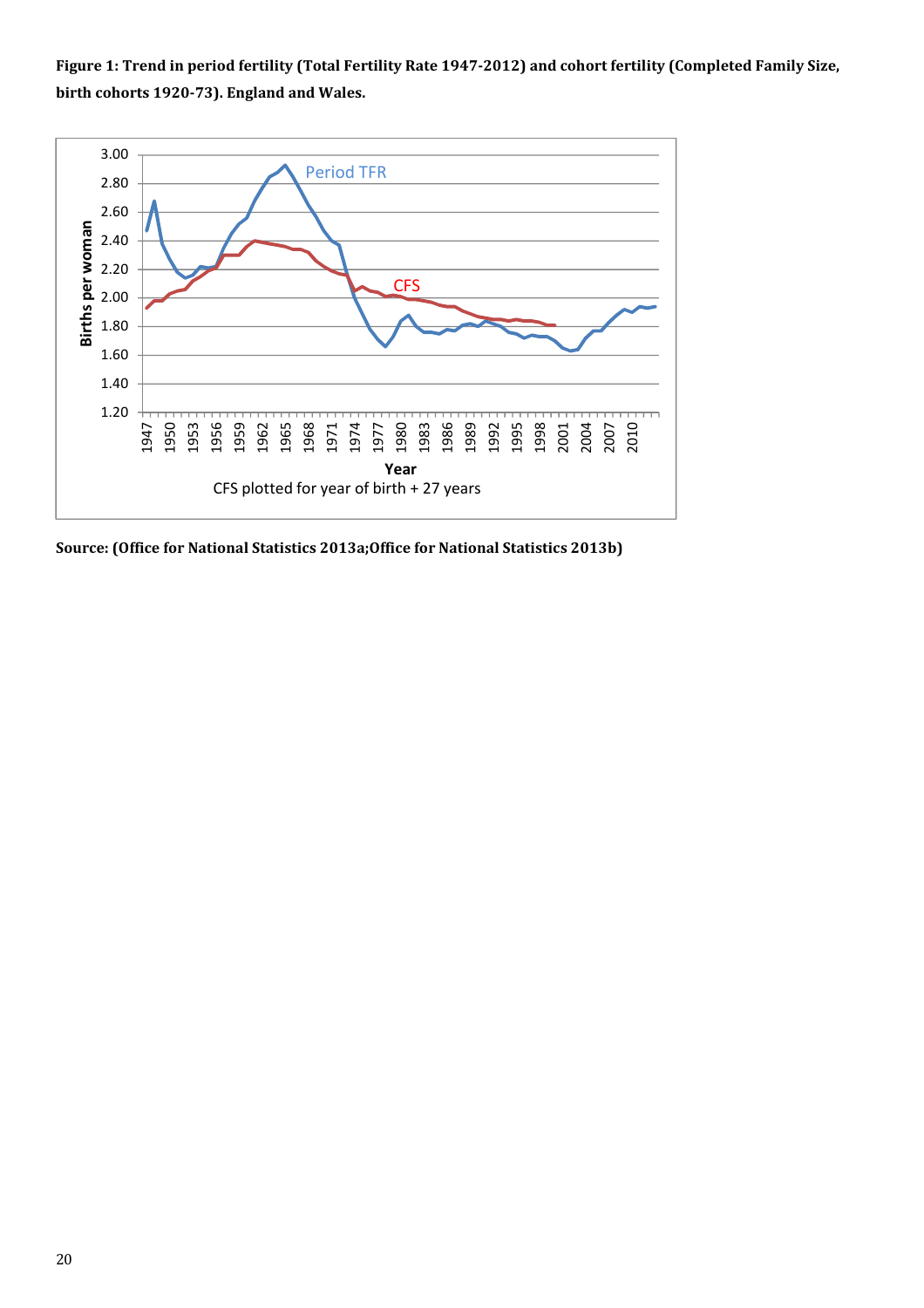**Figure 1: Trend in period fertility (Total Fertility Rate 1947-2012) and cohort fertility (Completed Family Size, birth cohorts 1920-73). England and Wales.**

**Source: (Office for National Statistics 2013a;Office for National Statistics 2013b)**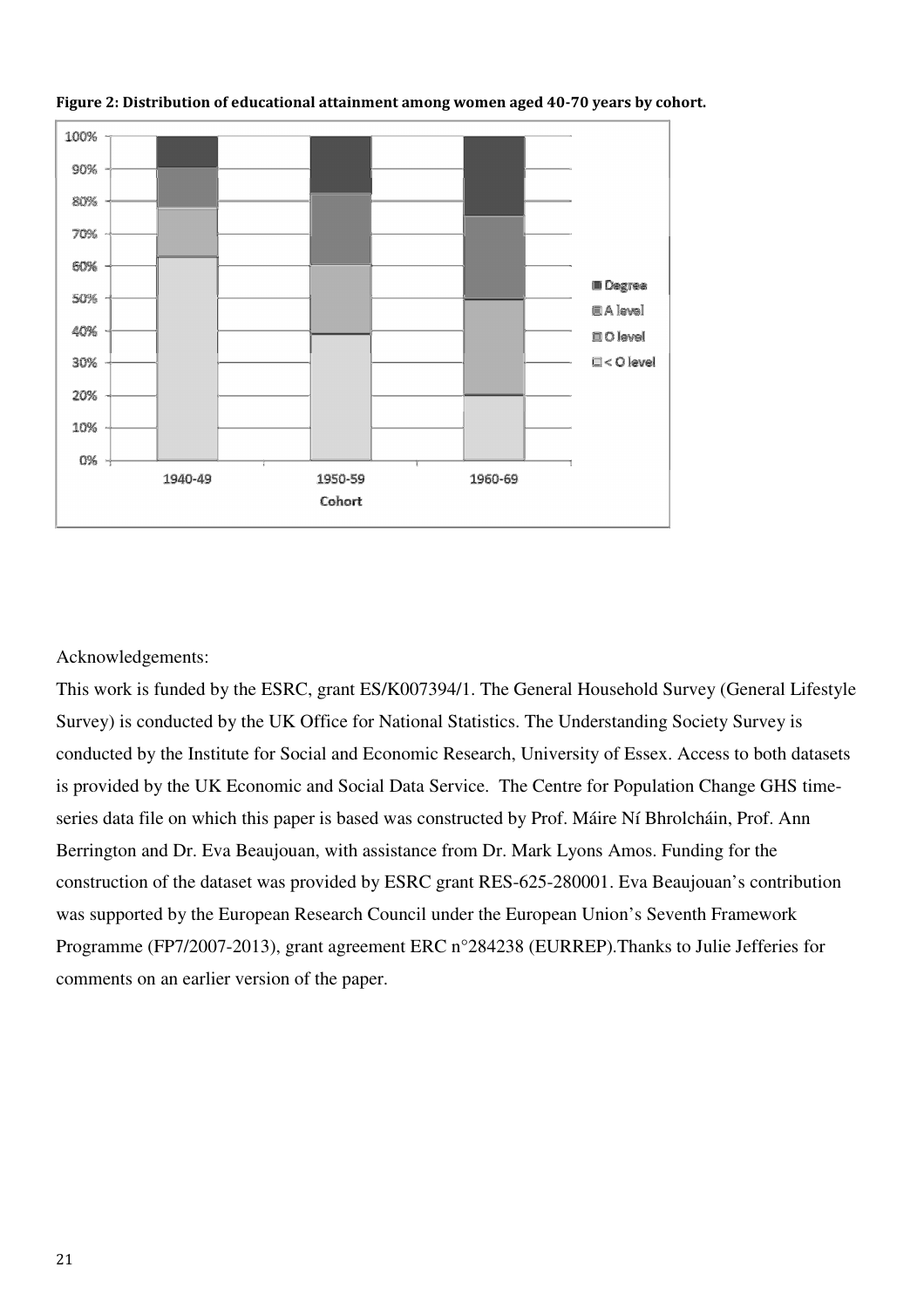**Figure 2: Distribution of educational attainment among women aged 40-70 years by cohort.**

100%
90%
80%
70%
60%
50%
40%
30%
20%
10%
0%

1940-49
1950-59
1960-69
Cohort

Degree
A level
O level
< O level

Acknowledgements:

This work is funded by the ESRC, grant ES/K007394/1. The General Household Survey (General Lifestyle Survey) is conducted by the UK Office for National Statistics. The Understanding Society Survey is conducted by the Institute for Social and Economic Research, University of Essex. Access to both datasets is provided by the UK Economic and Social Data Service. The Centre for Population Change GHS time-series data file on which this paper is based was constructed by Prof. Máire Ní Bhrolcháin, Prof. Ann Berrington and Dr. Eva Beaujouan, with assistance from Dr. Mark Lyons Amos. Funding for the construction of the dataset was provided by ESRC grant RES-625-280001. Eva Beaujouan's contribution was supported by the European Research Council under the European Union's Seventh Framework Programme (FP7/2007-2013), grant agreement ERC n°284238 (EURREP).Thanks to Julie Jefferies for comments on an earlier version of the paper.